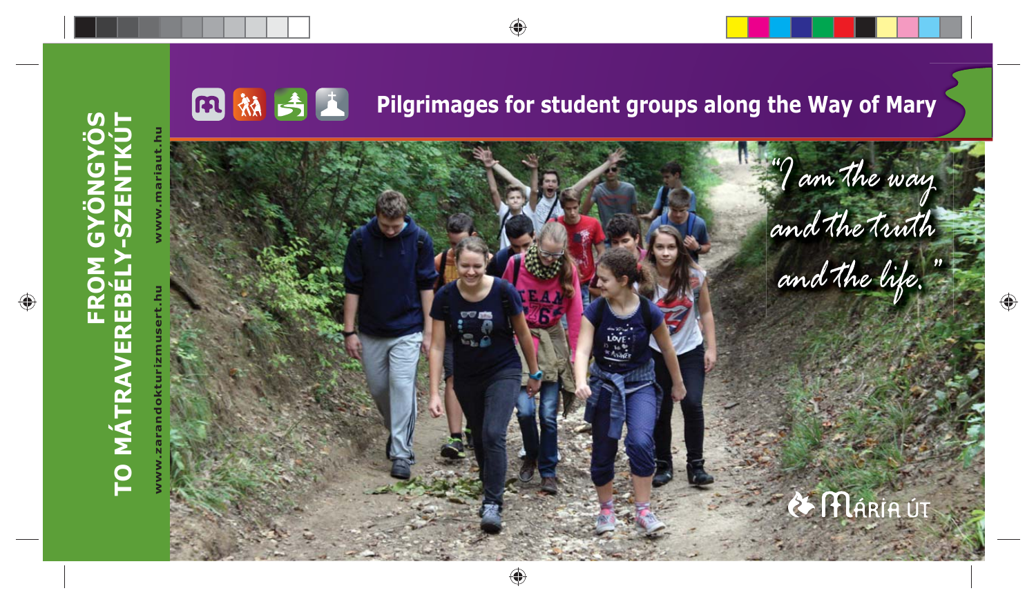# FROM GYÖNGYÖS TO MÁTRAVEREBÉLY-SZENTKÚT

www.zarandokturizmusert.hu

www.mariaut.hu

## Pilgrimages for student groups along the Way of Mary

*"I am the way and the truth and the life."*

MÁRIA ÚT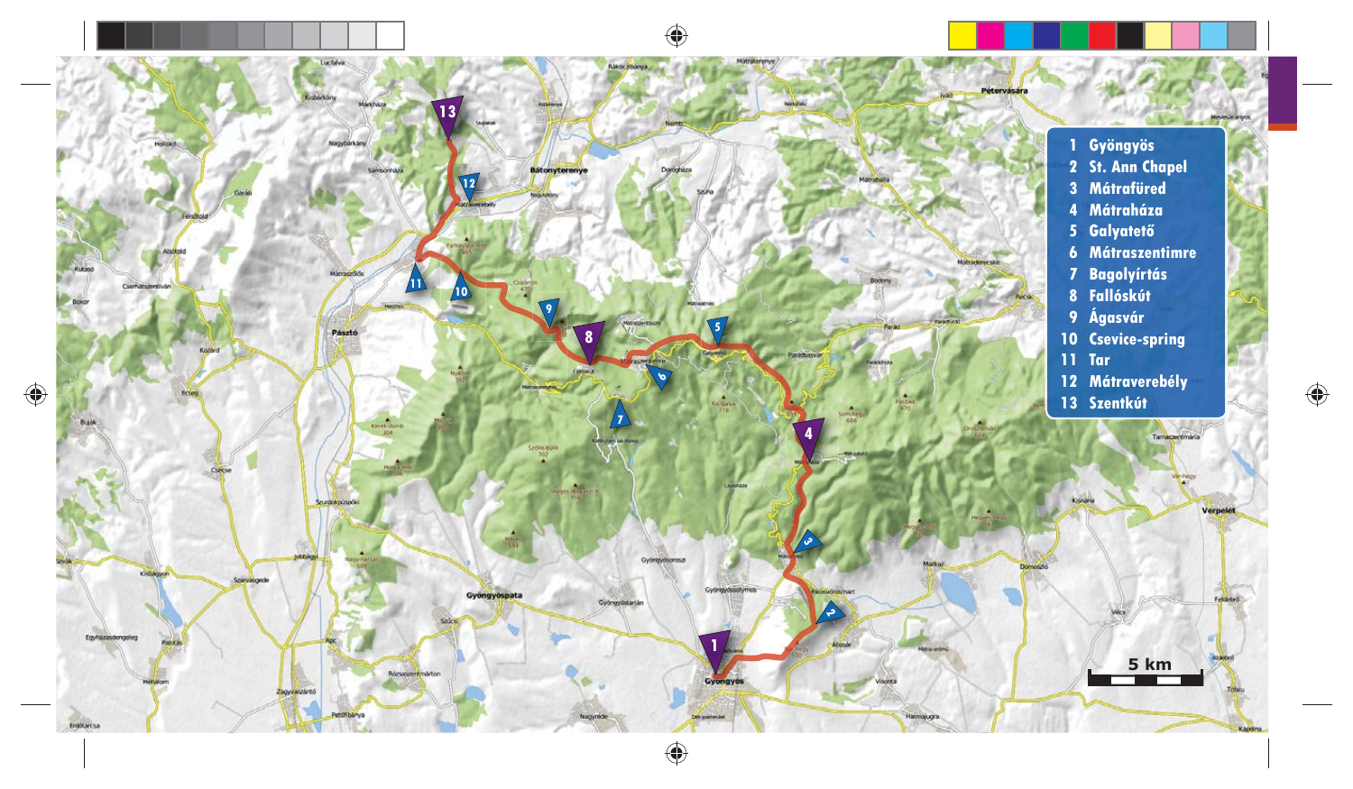1. Gyöngyös
2. St. Ann Chapel
3. Mátrafüred
4. Mátraháza
5. Galyatető
6. Mátraszentimre
7. Bagolyírtás
8. Fallóskút
9. Ágasvár
10. Csevice-spring
11. Tar
12. Mátraverebély
13. Szentkút

5 km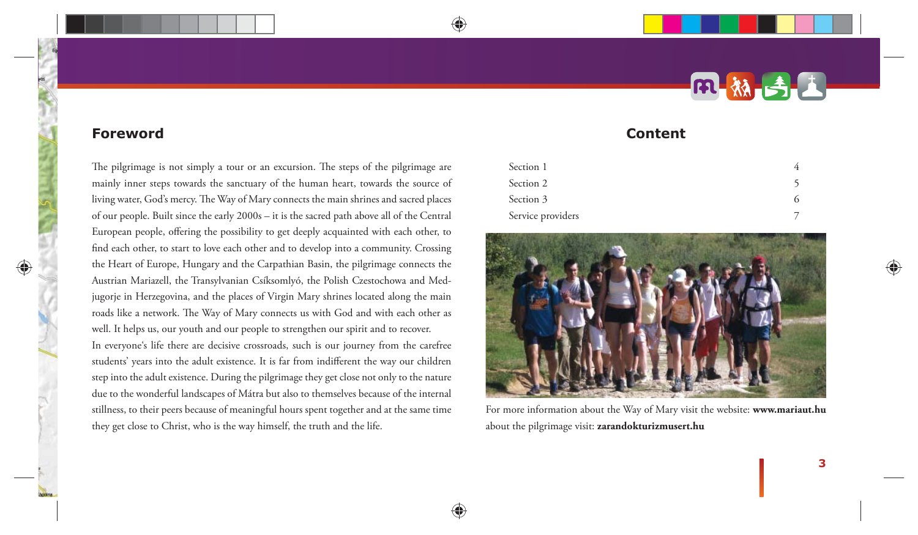## Foreword

The pilgrimage is not simply a tour or an excursion. The steps of the pilgrimage are mainly inner steps towards the sanctuary of the human heart, towards the source of living water, God's mercy. The Way of Mary connects the main shrines and sacred places of our people. Built since the early 2000s – it is the sacred path above all of the Central European people, offering the possibility to get deeply acquainted with each other, to find each other, to start to love each other and to develop into a community. Crossing the Heart of Europe, Hungary and the Carpathian Basin, the pilgrimage connects the Austrian Mariazell, the Transylvanian Csíksomlyó, the Polish Czestochowa and Medjugorje in Herzegovina, and the places of Virgin Mary shrines located along the main roads like a network. The Way of Mary connects us with God and with each other as well. It helps us, our youth and our people to strengthen our spirit and to recover.

In everyone's life there are decisive crossroads, such is our journey from the carefree students' years into the adult existence. It is far from indifferent the way our children step into the adult existence. During the pilgrimage they get close not only to the nature due to the wonderful landscapes of Mátra but also to themselves because of the internal stillness, to their peers because of meaningful hours spent together and at the same time they get close to Christ, who is the way himself, the truth and the life.

## Content

| | |
|---|---|
| Section 1 | 4 |
| Section 2 | 5 |
| Section 3 | 6 |
| Service providers | 7 |

For more information about the Way of Mary visit the website: **www.mariaut.hu**
about the pilgrimage visit: **zarandokturizmusert.hu**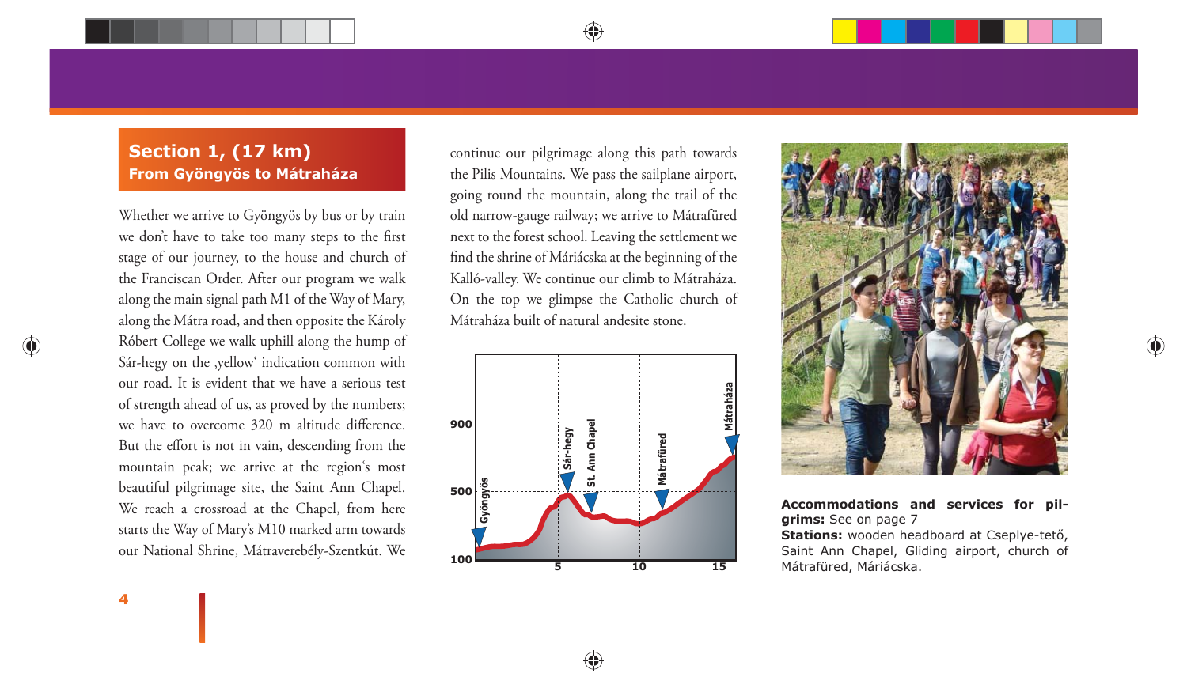## Section 1, (17 km)

### From Gyöngyös to Mátraháza

Whether we arrive to Gyöngyös by bus or by train we don't have to take too many steps to the first stage of our journey, to the house and church of the Franciscan Order. After our program we walk along the main signal path M1 of the Way of Mary, along the Mátra road, and then opposite the Károly Róbert College we walk uphill along the hump of Sár-hegy on the ‚yellow' indication common with our road. It is evident that we have a serious test of strength ahead of us, as proved by the numbers; we have to overcome 320 m altitude difference. But the effort is not in vain, descending from the mountain peak; we arrive at the region's most beautiful pilgrimage site, the Saint Ann Chapel. We reach a crossroad at the Chapel, from here starts the Way of Mary's M10 marked arm towards our National Shrine, Mátraverebély-Szentkút. We continue our pilgrimage along this path towards the Pilis Mountains. We pass the sailplane airport, going round the mountain, along the trail of the old narrow-gauge railway; we arrive to Mátrafüred next to the forest school. Leaving the settlement we find the shrine of Máriácska at the beginning of the Kalló-valley. We continue our climb to Mátraháza. On the top we glimpse the Catholic church of Mátraháza built of natural andesite stone.

**Accommodations and services for pilgrims:** See on page 7

**Stations:** wooden headboard at Cseplye-tető, Saint Ann Chapel, Gliding airport, church of Mátrafüred, Máriácska.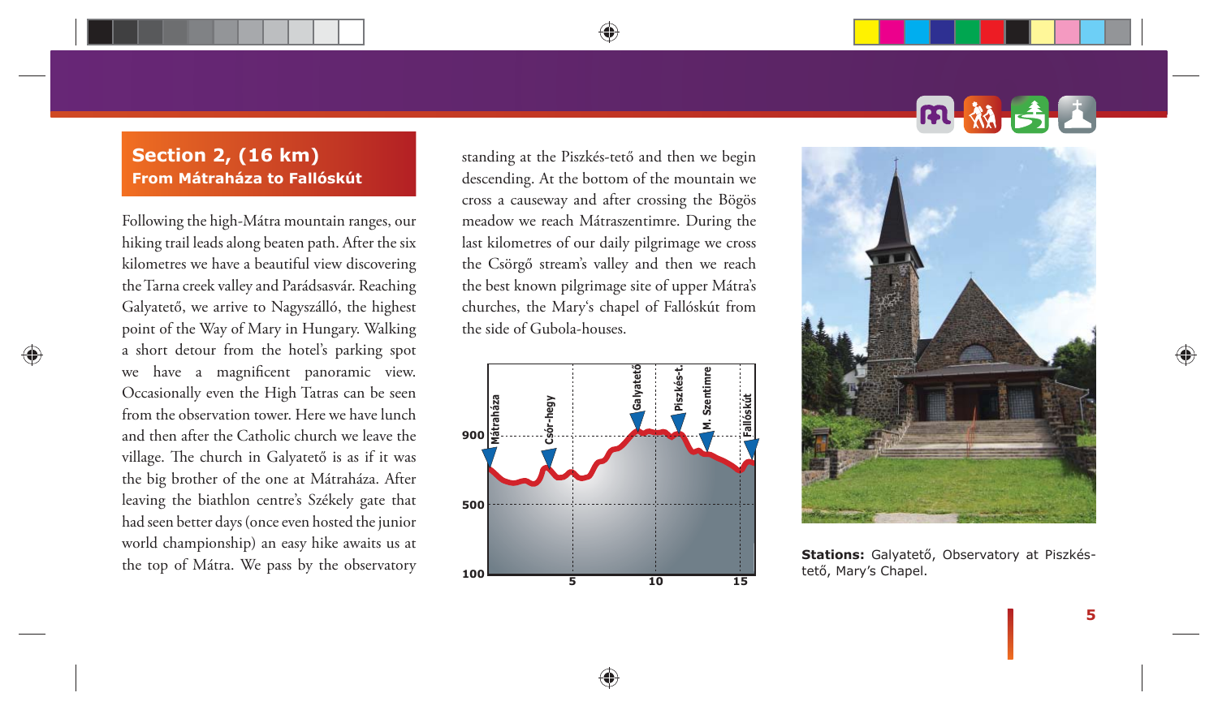## Section 2, (16 km)

### From Mátraháza to Fallóskút

Following the high-Mátra mountain ranges, our hiking trail leads along beaten path. After the six kilometres we have a beautiful view discovering the Tarna creek valley and Parádsasvár. Reaching Galyatető, we arrive to Nagyszálló, the highest point of the Way of Mary in Hungary. Walking a short detour from the hotel's parking spot we have a magnificent panoramic view. Occasionally even the High Tatras can be seen from the observation tower. Here we have lunch and then after the Catholic church we leave the village. The church in Galyatető is as if it was the big brother of the one at Mátraháza. After leaving the biathlon centre's Székely gate that had seen better days (once even hosted the junior world championship) an easy hike awaits us at the top of Mátra. We pass by the observatory standing at the Piszkés-tető and then we begin descending. At the bottom of the mountain we cross a causeway and after crossing the Bögös meadow we reach Mátraszentimre. During the last kilometres of our daily pilgrimage we cross the Csörgő stream's valley and then we reach the best known pilgrimage site of upper Mátra's churches, the Mary's chapel of Fallóskút from the side of Gubola-houses.

**Stations:** Galyatető, Observatory at Piszkés-tető, Mary's Chapel.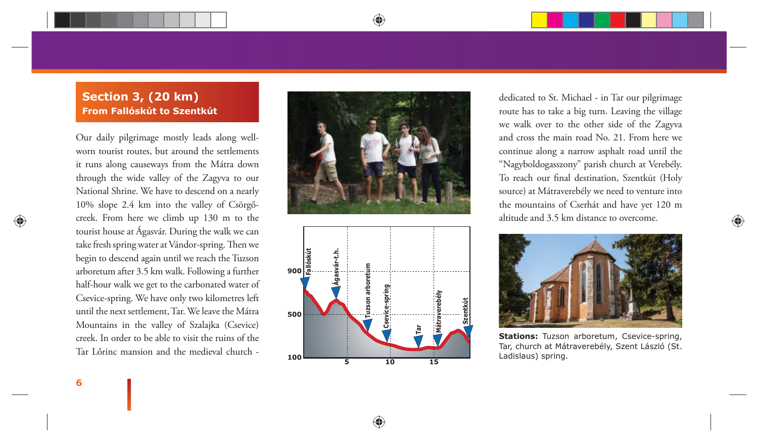## Section 3, (20 km)
### From Fallóskút to Szentkút

Our daily pilgrimage mostly leads along well-worn tourist routes, but around the settlements it runs along causeways from the Mátra down through the wide valley of the Zagyva to our National Shrine. We have to descend on a nearly 10% slope 2.4 km into the valley of Csörgő-creek. From here we climb up 130 m to the tourist house at Ágasvár. During the walk we can take fresh spring water at Vándor-spring. Then we begin to descend again until we reach the Tuzson arboretum after 3.5 km walk. Following a further half-hour walk we get to the carbonated water of Csevice-spring. We have only two kilometres left until the next settlement, Tar. We leave the Mátra Mountains in the valley of Szalajka (Csevice) creek. In order to be able to visit the ruins of the Tar Lőrinc mansion and the medieval church - dedicated to St. Michael - in Tar our pilgrimage route has to take a big turn. Leaving the village we walk over to the other side of the Zagyva and cross the main road No. 21. From here we continue along a narrow asphalt road until the "Nagyboldogasszony" parish church at Verebély. To reach our final destination, Szentkút (Holy source) at Mátraverebély we need to venture into the mountains of Cserhát and have yet 120 m altitude and 3.5 km distance to overcome.

**Stations:** Tuzson arboretum, Csevice-spring, Tar, church at Mátraverebély, Szent László (St. Ladislaus) spring.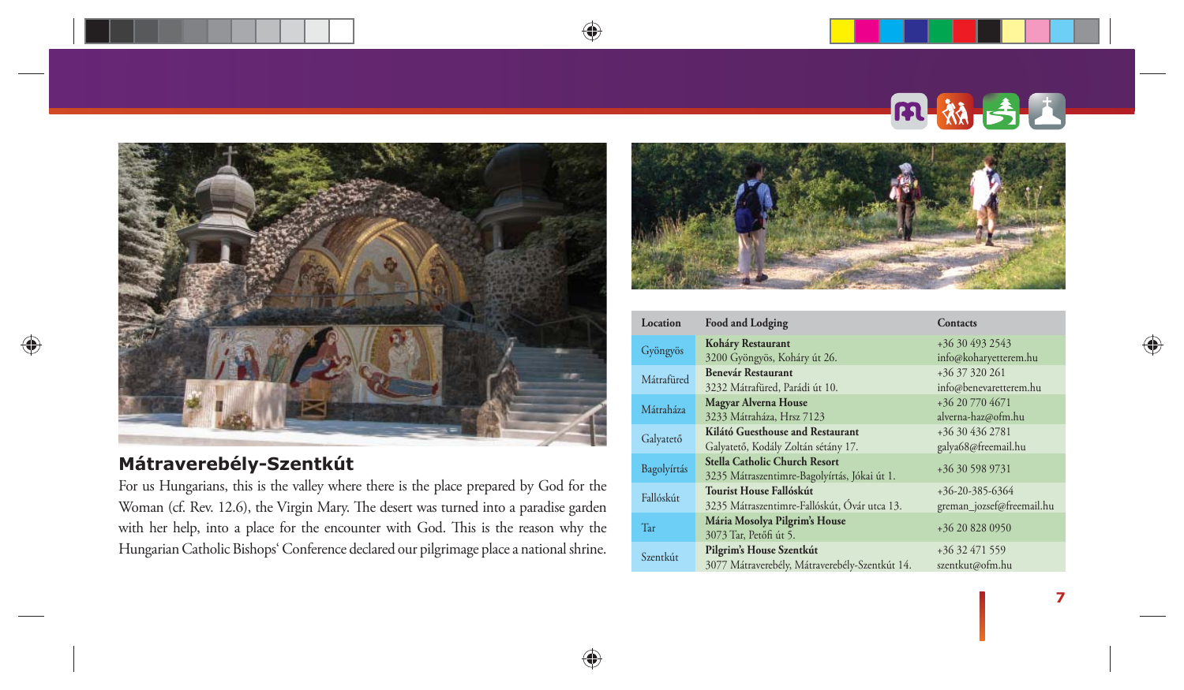## Mátraverebély-Szentkút

For us Hungarians, this is the valley where there is the place prepared by God for the Woman (cf. Rev. 12.6), the Virgin Mary. The desert was turned into a paradise garden with her help, into a place for the encounter with God. This is the reason why the Hungarian Catholic Bishops‘ Conference declared our pilgrimage place a national shrine.

| Location | Food and Lodging | Contacts |
|---|---|---|
| Gyöngyös | **Koháry Restaurant**<br>3200 Gyöngyös, Koháry út 26. | +36 30 493 2543<br>info@koharyetterem.hu |
| Mátrafüred | **Benevár Restaurant**<br>3232 Mátrafüred, Parádi út 10. | +36 37 320 261<br>info@benevaretterem.hu |
| Mátraháza | **Magyar Alverna House**<br>3233 Mátraháza, Hrsz 7123 | +36 20 770 4671<br>alverna-haz@ofm.hu |
| Galyatető | **Kilátó Guesthouse and Restaurant**<br>Galyatető, Kodály Zoltán sétány 17. | +36 30 436 2781<br>galya68@freemail.hu |
| Bagolyírtás | **Stella Catholic Church Resort**<br>3235 Mátraszentimre-Bagolyírtás, Jókai út 1. | +36 30 598 9731 |
| Fallóskút | **Tourist House Fallóskút**<br>3235 Mátraszentimre-Fallóskút, Óvár utca 13. | +36-20-385-6364<br>greman_jozsef@freemail.hu |
| Tar | **Mária Mosolya Pilgrim's House**<br>3073 Tar, Petőfi út 5. | +36 20 828 0950 |
| Szentkút | **Pilgrim's House Szentkút**<br>3077 Mátraverebély, Mátraverebély-Szentkút 14. | +36 32 471 559<br>szentkut@ofm.hu |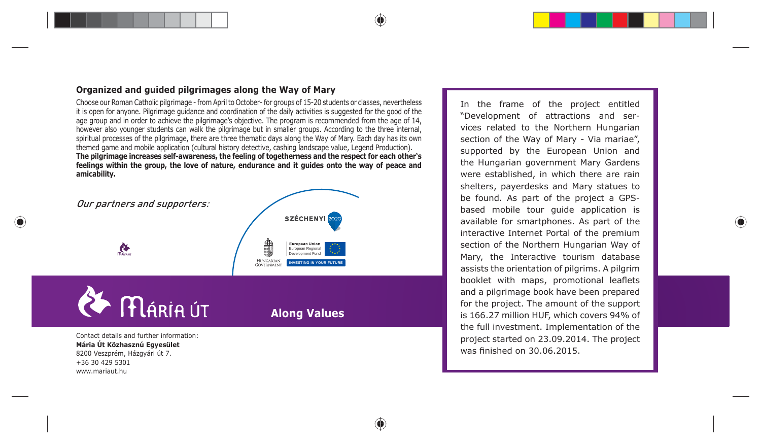## Organized and guided pilgrimages along the Way of Mary

Choose our Roman Catholic pilgrimage - from April to October- for groups of 15-20 students or classes, nevertheless it is open for anyone. Pilgrimage guidance and coordination of the daily activities is suggested for the good of the age group and in order to achieve the pilgrimage's objective. The program is recommended from the age of 14, however also younger students can walk the pilgrimage but in smaller groups. According to the three internal, spiritual processes of the pilgrimage, there are three thematic days along the Way of Mary. Each day has its own themed game and mobile application (cultural history detective, cashing landscape value, Legend Production).
**The pilgrimage increases self-awareness, the feeling of togetherness and the respect for each other's feelings within the group, the love of nature, endurance and it guides onto the way of peace and amicability.**

*Our partners and supporters:*

SZÉCHENYI 2020

HUNGARIAN GOVERNMENT

European Union
European Regional Development Fund

INVESTING IN YOUR FUTURE

MÁRIA ÚT

**Along Values**

Contact details and further information:
**Mária Út Közhasznú Egyesület**
8200 Veszprém, Házgyári út 7.
+36 30 429 5301
www.mariaut.hu

In the frame of the project entitled "Development of attractions and services related to the Northern Hungarian section of the Way of Mary - Via mariae", supported by the European Union and the Hungarian government Mary Gardens were established, in which there are rain shelters, payerdesks and Mary statues to be found. As part of the project a GPS-based mobile tour guide application is available for smartphones. As part of the interactive Internet Portal of the premium section of the Northern Hungarian Way of Mary, the Interactive tourism database assists the orientation of pilgrims. A pilgrim booklet with maps, promotional leaflets and a pilgrimage book have been prepared for the project. The amount of the support is 166.27 million HUF, which covers 94% of the full investment. Implementation of the project started on 23.09.2014. The project was finished on 30.06.2015.